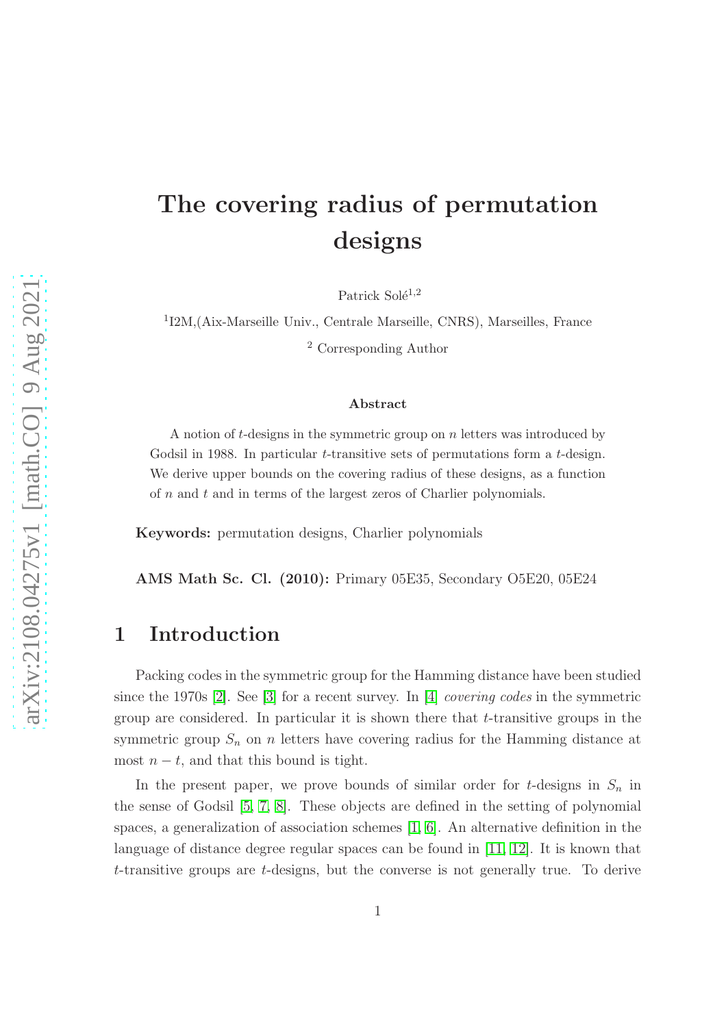# The covering radius of permutation designs

Patrick Solé[1,2]

[1]I2M,(Aix-Marseille Univ., Centrale Marseille, CNRS), Marseilles, France

[2] Corresponding Author

### Abstract

A notion of $t$-designs in the symmetric group on $n$ letters was introduced by Godsil in 1988. In particular $t$-transitive sets of permutations form a $t$-design. We derive upper bounds on the covering radius of these designs, as a function of $n$ and $t$ and in terms of the largest zeros of Charlier polynomials.

**Keywords:** permutation designs, Charlier polynomials

**AMS Math Sc. Cl. (2010):** Primary 05E35, Secondary O5E20, 05E24

## 1 Introduction

Packing codes in the symmetric group for the Hamming distance have been studied since the 1970s [2]. See [3] for a recent survey. In [4] *covering codes* in the symmetric group are considered. In particular it is shown there that $t$-transitive groups in the symmetric group $S_n$ on $n$ letters have covering radius for the Hamming distance at most $n - t$, and that this bound is tight.

In the present paper, we prove bounds of similar order for $t$-designs in $S_n$ in the sense of Godsil [5, 7, 8]. These objects are defined in the setting of polynomial spaces, a generalization of association schemes [1, 6]. An alternative definition in the language of distance degree regular spaces can be found in [11, 12]. It is known that $t$-transitive groups are $t$-designs, but the converse is not generally true. To derive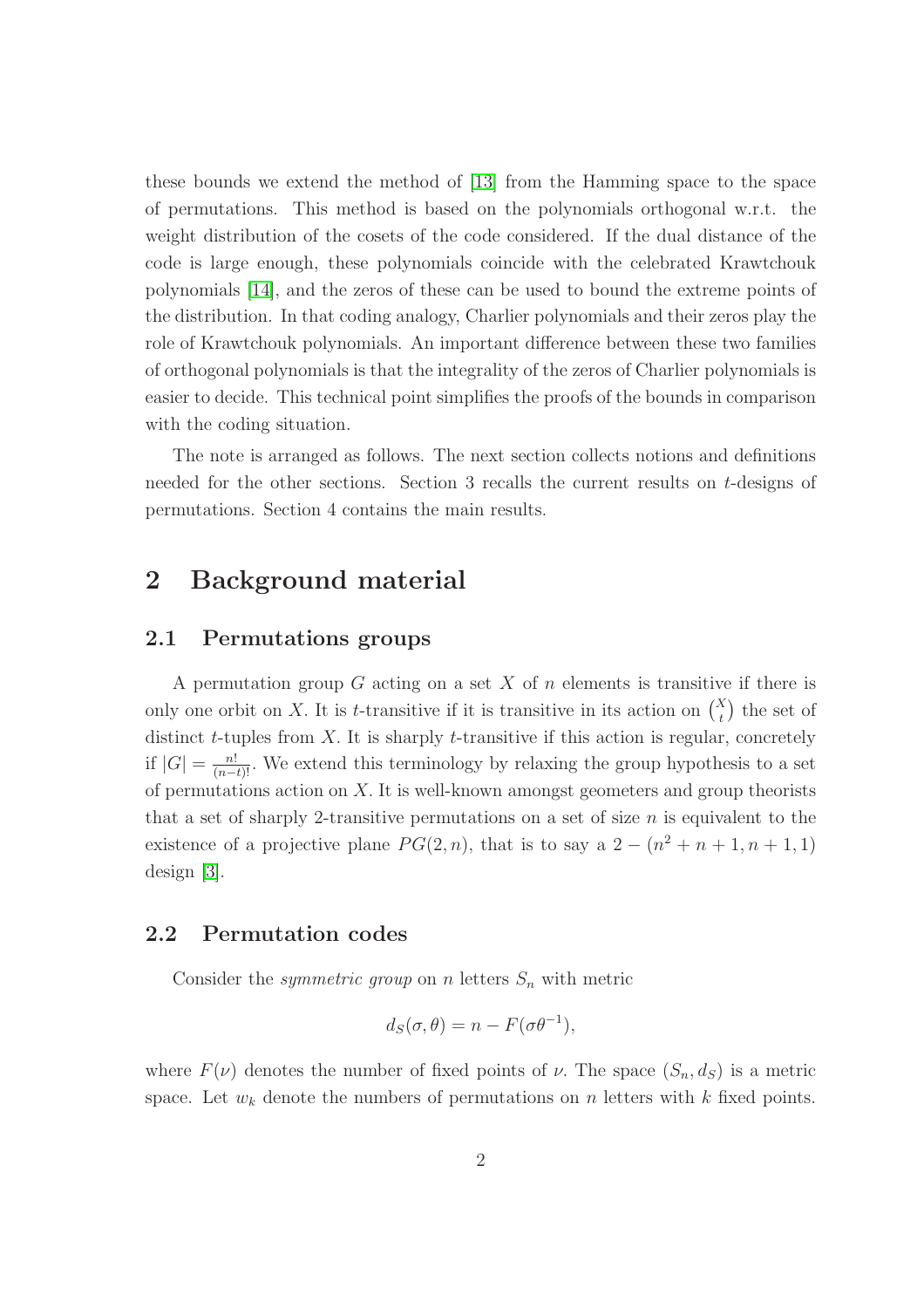these bounds we extend the method of [13] from the Hamming space to the space of permutations. This method is based on the polynomials orthogonal w.r.t. the weight distribution of the cosets of the code considered. If the dual distance of the code is large enough, these polynomials coincide with the celebrated Krawtchouk polynomials [14], and the zeros of these can be used to bound the extreme points of the distribution. In that coding analogy, Charlier polynomials and their zeros play the role of Krawtchouk polynomials. An important difference between these two families of orthogonal polynomials is that the integrality of the zeros of Charlier polynomials is easier to decide. This technical point simplifies the proofs of the bounds in comparison with the coding situation.

The note is arranged as follows. The next section collects notions and definitions needed for the other sections. Section 3 recalls the current results on $t$-designs of permutations. Section 4 contains the main results.

# 2 Background material

## 2.1 Permutations groups

A permutation group $G$ acting on a set $X$ of $n$ elements is transitive if there is only one orbit on $X$. It is $t$-transitive if it is transitive in its action on $\binom{X}{t}$ the set of distinct $t$-tuples from $X$. It is sharply $t$-transitive if this action is regular, concretely if $|G| = \frac{n!}{(n-t)!}$. We extend this terminology by relaxing the group hypothesis to a set of permutations action on $X$. It is well-known amongst geometers and group theorists that a set of sharply 2-transitive permutations on a set of size $n$ is equivalent to the existence of a projective plane $PG(2,n)$, that is to say a $2-(n^2+n+1, n+1, 1)$ design [3].

## 2.2 Permutation codes

Consider the *symmetric group* on $n$ letters $S_n$ with metric

$$d_S(\sigma, \theta) = n - F(\sigma\theta^{-1}),$$

where $F(\nu)$ denotes the number of fixed points of $\nu$. The space $(S_n, d_S)$ is a metric space. Let $w_k$ denote the numbers of permutations on $n$ letters with $k$ fixed points.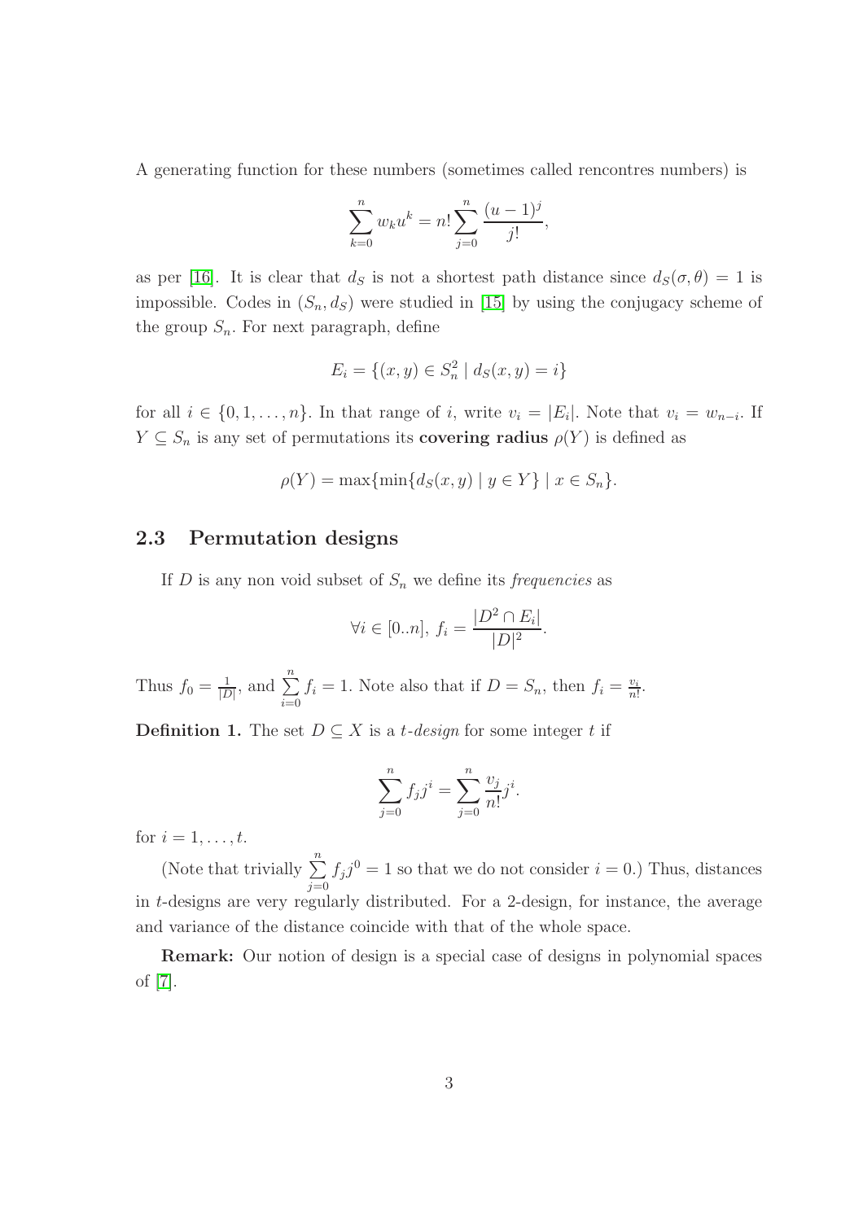A generating function for these numbers (sometimes called rencontres numbers) is

$$\sum_{k=0}^{n} w_k u^k = n! \sum_{j=0}^{n} \frac{(u-1)^j}{j!},$$

as per [16]. It is clear that $d_S$ is not a shortest path distance since $d_S(\sigma, \theta) = 1$ is impossible. Codes in $(S_n, d_S)$ were studied in [15] by using the conjugacy scheme of the group $S_n$. For next paragraph, define

$$E_i = \{(x, y) \in S_n^2 \mid d_S(x, y) = i\}$$

for all $i \in \{0, 1, \ldots, n\}$. In that range of $i$, write $v_i = |E_i|$. Note that $v_i = w_{n-i}$. If $Y \subseteq S_n$ is any set of permutations its **covering radius** $\rho(Y)$ is defined as

$$\rho(Y) = \max\{\min\{d_S(x, y) \mid y \in Y\} \mid x \in S_n\}.$$

## 2.3 Permutation designs

If $D$ is any non void subset of $S_n$ we define its *frequencies* as

$$\forall i \in [0..n],\ f_i = \frac{|D^2 \cap E_i|}{|D|^2}.$$

Thus $f_0 = \frac{1}{|D|}$, and $\sum_{i=0}^{n} f_i = 1$. Note also that if $D = S_n$, then $f_i = \frac{v_i}{n!}$.

**Definition 1.** The set $D \subseteq X$ is a *t-design* for some integer $t$ if

$$\sum_{j=0}^{n} f_j j^i = \sum_{j=0}^{n} \frac{v_j}{n!} j^i.$$

for $i = 1, \ldots, t$.

(Note that trivially $\sum_{j=0}^{n} f_j j^0 = 1$ so that we do not consider $i = 0$.) Thus, distances in $t$-designs are very regularly distributed. For a 2-design, for instance, the average and variance of the distance coincide with that of the whole space.

**Remark:** Our notion of design is a special case of designs in polynomial spaces of [7].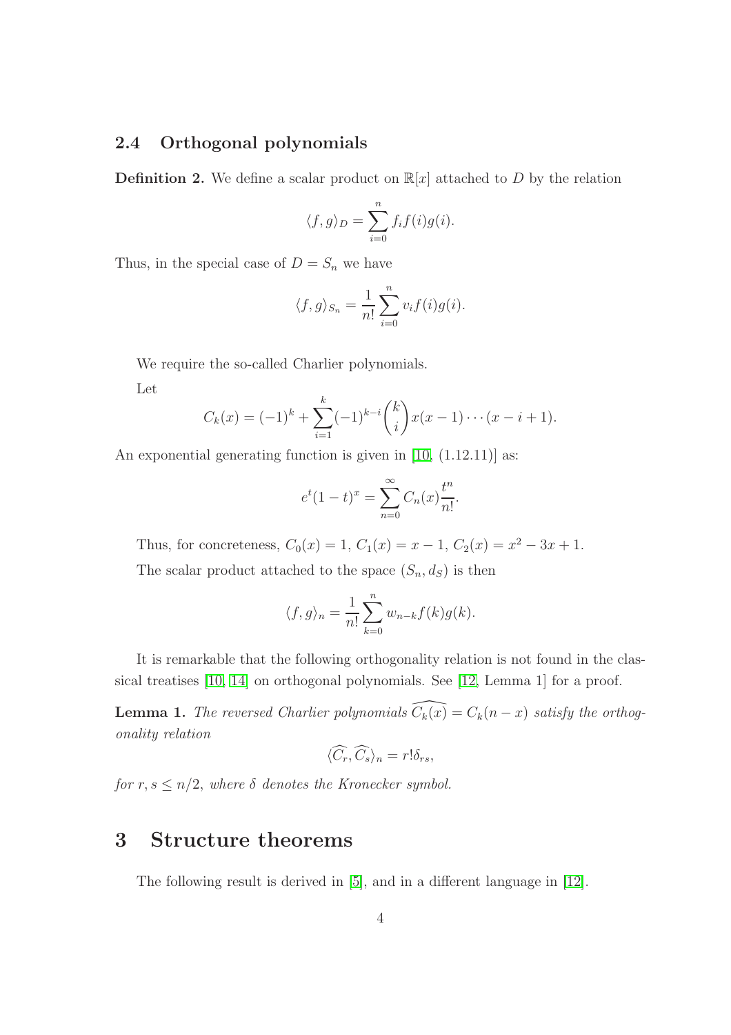### 2.4 Orthogonal polynomials

**Definition 2.** We define a scalar product on $\mathbb{R}[x]$ attached to $D$ by the relation

$$\langle f, g\rangle_D = \sum_{i=0}^{n} f_i f(i) g(i).$$

Thus, in the special case of $D = S_n$ we have

$$\langle f, g\rangle_{S_n} = \frac{1}{n!}\sum_{i=0}^{n} v_i f(i) g(i).$$

We require the so-called Charlier polynomials.

Let

$$C_k(x) = (-1)^k + \sum_{i=1}^{k} (-1)^{k-i}\binom{k}{i} x(x-1)\cdots(x-i+1).$$

An exponential generating function is given in [10, (1.12.11)] as:

$$e^t(1-t)^x = \sum_{n=0}^{\infty} C_n(x)\frac{t^n}{n!}.$$

Thus, for concreteness, $C_0(x) = 1$, $C_1(x) = x - 1$, $C_2(x) = x^2 - 3x + 1$.

The scalar product attached to the space $(S_n, d_S)$ is then

$$\langle f, g\rangle_n = \frac{1}{n!}\sum_{k=0}^{n} w_{n-k} f(k) g(k).$$

It is remarkable that the following orthogonality relation is not found in the classical treatises [10, 14] on orthogonal polynomials. See [12, Lemma 1] for a proof.

**Lemma 1.** *The reversed Charlier polynomials* $\widehat{C_k(x)} = C_k(n-x)$ *satisfy the orthogonality relation*

$$\langle \widehat{C_r}, \widehat{C_s}\rangle_n = r!\delta_{rs},$$

*for* $r, s \leq n/2$*, where* $\delta$ *denotes the Kronecker symbol.*

## 3 Structure theorems

The following result is derived in [5], and in a different language in [12].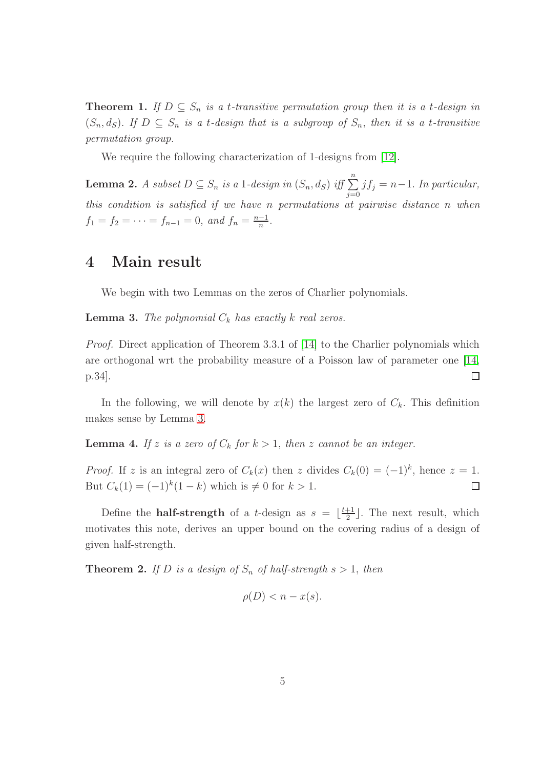**Theorem 1.** *If $D \subseteq S_n$ is a $t$-transitive permutation group then it is a $t$-design in $(S_n, d_S)$. If $D \subseteq S_n$ is a $t$-design that is a subgroup of $S_n$, then it is a $t$-transitive permutation group.*

We require the following characterization of 1-designs from [12].

**Lemma 2.** *A subset $D \subseteq S_n$ is a 1-design in $(S_n, d_S)$ iff $\sum_{j=0}^{n} j f_j = n-1$. In particular, this condition is satisfied if we have $n$ permutations at pairwise distance $n$ when $f_1 = f_2 = \cdots = f_{n-1} = 0$, and $f_n = \frac{n-1}{n}$.*

# 4 Main result

We begin with two Lemmas on the zeros of Charlier polynomials.

**Lemma 3.** *The polynomial $C_k$ has exactly $k$ real zeros.*

*Proof.* Direct application of Theorem 3.3.1 of [14] to the Charlier polynomials which are orthogonal wrt the probability measure of a Poisson law of parameter one [14, p.34]. □

In the following, we will denote by $x(k)$ the largest zero of $C_k$. This definition makes sense by Lemma 3.

**Lemma 4.** *If $z$ is a zero of $C_k$ for $k > 1$, then $z$ cannot be an integer.*

*Proof.* If $z$ is an integral zero of $C_k(x)$ then $z$ divides $C_k(0) = (-1)^k$, hence $z = 1$. But $C_k(1) = (-1)^k(1-k)$ which is $\neq 0$ for $k > 1$. □

Define the **half-strength** of a $t$-design as $s = \lfloor \frac{t+1}{2} \rfloor$. The next result, which motivates this note, derives an upper bound on the covering radius of a design of given half-strength.

**Theorem 2.** *If $D$ is a design of $S_n$ of half-strength $s > 1$, then*

$$\rho(D) < n - x(s).$$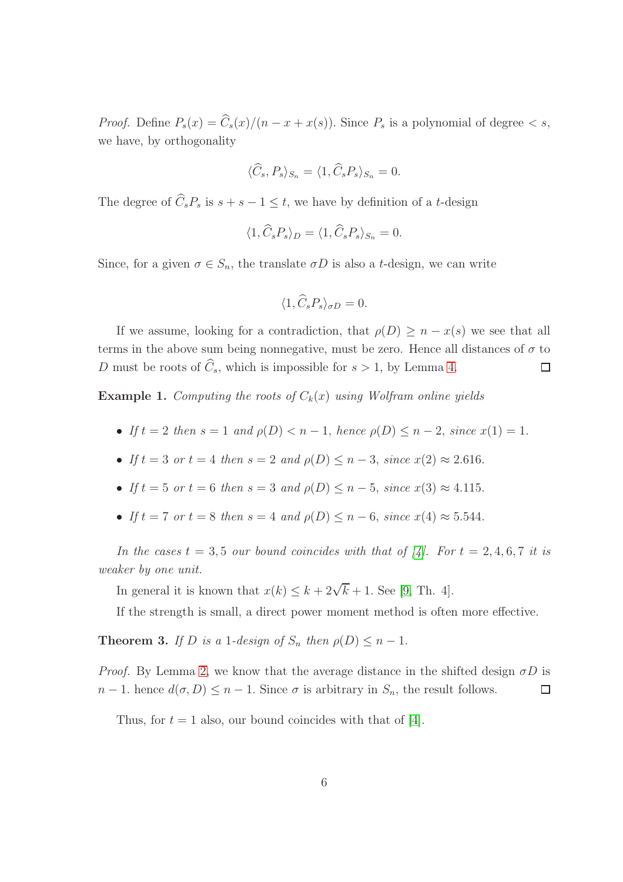*Proof.* Define $P_s(x) = \widehat{C}_s(x)/(n - x + x(s))$. Since $P_s$ is a polynomial of degree $< s$, we have, by orthogonality

$$\langle \widehat{C}_s, P_s \rangle_{S_n} = \langle 1, \widehat{C}_s P_s \rangle_{S_n} = 0.$$

The degree of $\widehat{C}_s P_s$ is $s + s - 1 \leq t$, we have by definition of a $t$-design

$$\langle 1, \widehat{C}_s P_s \rangle_D = \langle 1, \widehat{C}_s P_s \rangle_{S_n} = 0.$$

Since, for a given $\sigma \in S_n$, the translate $\sigma D$ is also a $t$-design, we can write

$$\langle 1, \widehat{C}_s P_s \rangle_{\sigma D} = 0.$$

If we assume, looking for a contradiction, that $\rho(D) \geq n - x(s)$ we see that all terms in the above sum being nonnegative, must be zero. Hence all distances of $\sigma$ to $D$ must be roots of $\widehat{C}_s$, which is impossible for $s > 1$, by Lemma 4. $\square$

**Example 1.** *Computing the roots of $C_k(x)$ using Wolfram online yields*

- *If $t = 2$ then $s = 1$ and $\rho(D) < n - 1$, hence $\rho(D) \leq n - 2$, since $x(1) = 1$.*
- *If $t = 3$ or $t = 4$ then $s = 2$ and $\rho(D) \leq n - 3$, since $x(2) \approx 2.616$.*
- *If $t = 5$ or $t = 6$ then $s = 3$ and $\rho(D) \leq n - 5$, since $x(3) \approx 4.115$.*
- *If $t = 7$ or $t = 8$ then $s = 4$ and $\rho(D) \leq n - 6$, since $x(4) \approx 5.544$.*

*In the cases $t = 3, 5$ our bound coincides with that of [4]. For $t = 2, 4, 6, 7$ it is weaker by one unit.*

In general it is known that $x(k) \leq k + 2\sqrt{k} + 1$. See [9, Th. 4].

If the strength is small, a direct power moment method is often more effective.

**Theorem 3.** *If $D$ is a 1-design of $S_n$ then $\rho(D) \leq n - 1$.*

*Proof.* By Lemma 2, we know that the average distance in the shifted design $\sigma D$ is $n - 1$. hence $d(\sigma, D) \leq n - 1$. Since $\sigma$ is arbitrary in $S_n$, the result follows. $\square$

Thus, for $t = 1$ also, our bound coincides with that of [4].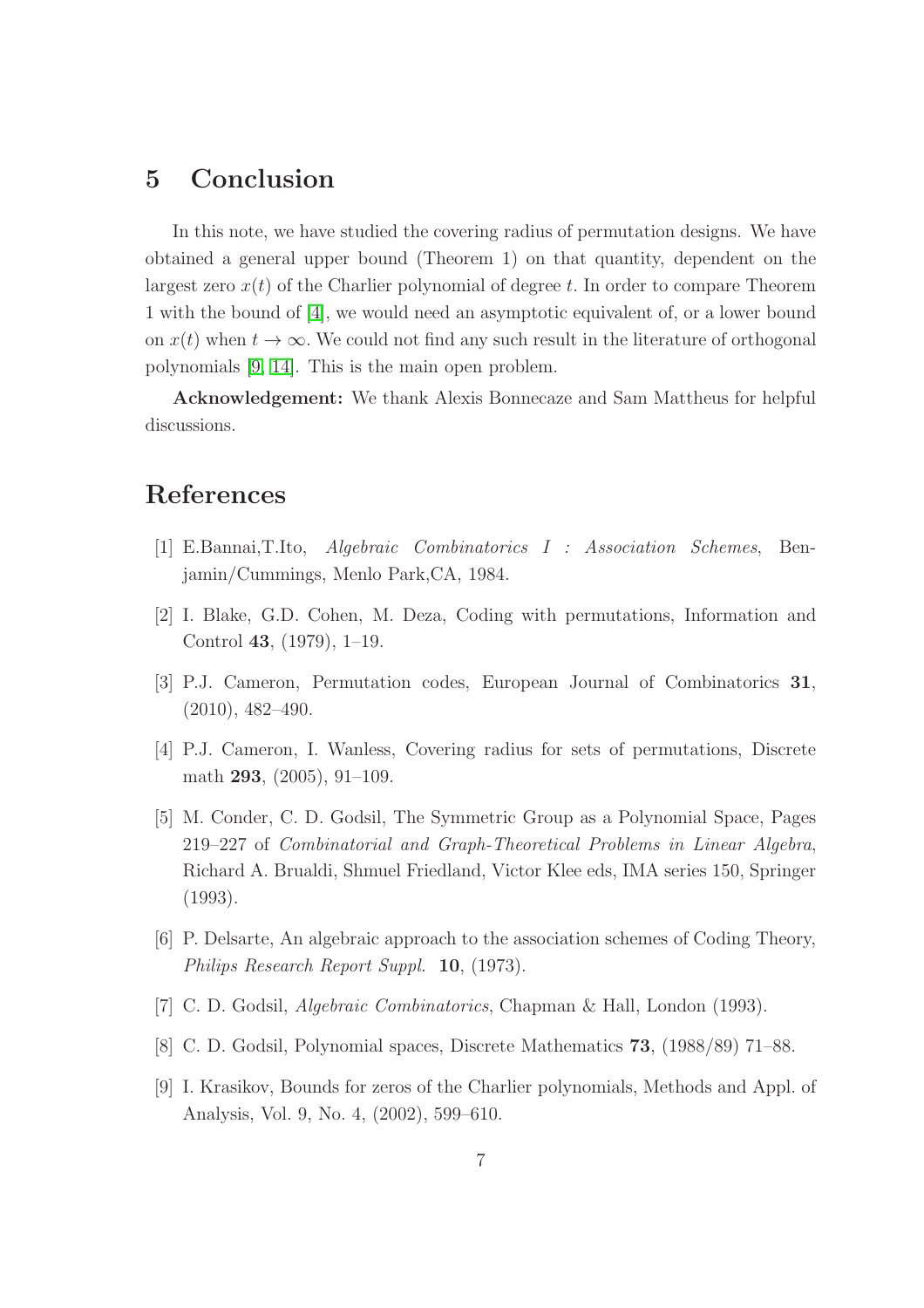## 5 Conclusion

In this note, we have studied the covering radius of permutation designs. We have obtained a general upper bound (Theorem 1) on that quantity, dependent on the largest zero $x(t)$ of the Charlier polynomial of degree $t$. In order to compare Theorem 1 with the bound of [4], we would need an asymptotic equivalent of, or a lower bound on $x(t)$ when $t \to \infty$. We could not find any such result in the literature of orthogonal polynomials [9, 14]. This is the main open problem.

**Acknowledgement:** We thank Alexis Bonnecaze and Sam Mattheus for helpful discussions.

## References

[1] E.Bannai,T.Ito, *Algebraic Combinatorics I : Association Schemes*, Benjamin/Cummings, Menlo Park,CA, 1984.

[2] I. Blake, G.D. Cohen, M. Deza, Coding with permutations, Information and Control **43**, (1979), 1–19.

[3] P.J. Cameron, Permutation codes, European Journal of Combinatorics **31**, (2010), 482–490.

[4] P.J. Cameron, I. Wanless, Covering radius for sets of permutations, Discrete math **293**, (2005), 91–109.

[5] M. Conder, C. D. Godsil, The Symmetric Group as a Polynomial Space, Pages 219–227 of *Combinatorial and Graph-Theoretical Problems in Linear Algebra*, Richard A. Brualdi, Shmuel Friedland, Victor Klee eds, IMA series 150, Springer (1993).

[6] P. Delsarte, An algebraic approach to the association schemes of Coding Theory, *Philips Research Report Suppl.* **10**, (1973).

[7] C. D. Godsil, *Algebraic Combinatorics*, Chapman & Hall, London (1993).

[8] C. D. Godsil, Polynomial spaces, Discrete Mathematics **73**, (1988/89) 71–88.

[9] I. Krasikov, Bounds for zeros of the Charlier polynomials, Methods and Appl. of Analysis, Vol. 9, No. 4, (2002), 599–610.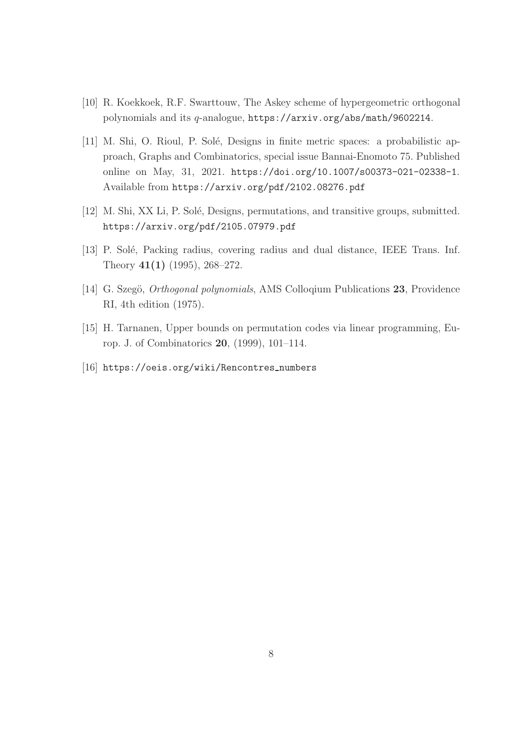[10] R. Koekkoek, R.F. Swarttouw, The Askey scheme of hypergeometric orthogonal polynomials and its $q$-analogue, https://arxiv.org/abs/math/9602214.

[11] M. Shi, O. Rioul, P. Solé, Designs in finite metric spaces: a probabilistic approach, Graphs and Combinatorics, special issue Bannai-Enomoto 75. Published online on May, 31, 2021. https://doi.org/10.1007/s00373-021-02338-1. Available from https://arxiv.org/pdf/2102.08276.pdf

[12] M. Shi, XX Li, P. Solé, Designs, permutations, and transitive groups, submitted. https://arxiv.org/pdf/2105.07979.pdf

[13] P. Solé, Packing radius, covering radius and dual distance, IEEE Trans. Inf. Theory **41(1)** (1995), 268–272.

[14] G. Szegö, *Orthogonal polynomials*, AMS Colloqium Publications **23**, Providence RI, 4th edition (1975).

[15] H. Tarnanen, Upper bounds on permutation codes via linear programming, Europ. J. of Combinatorics **20**, (1999), 101–114.

[16] https://oeis.org/wiki/Rencontres_numbers